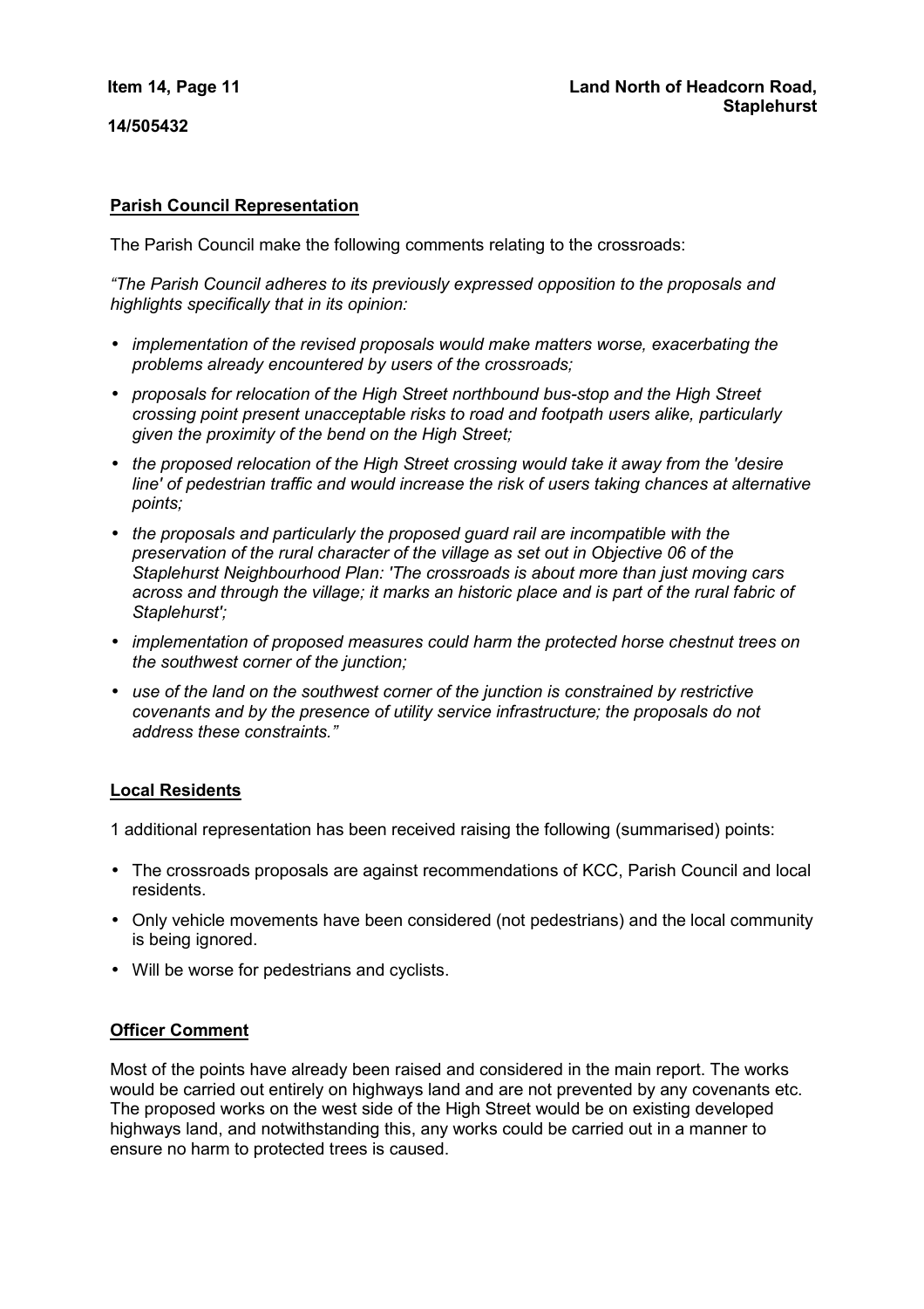**Item 14, Page 11**

**Land North of Headcorn Road, Staplehurst**

**14/505432**

## Parish Council Representation

The Parish Council make the following comments relating to the crossroads:

*"The Parish Council adheres to its previously expressed opposition to the proposals and highlights specifically that in its opinion:*

- *implementation of the revised proposals would make matters worse, exacerbating the problems already encountered by users of the crossroads;*
- *proposals for relocation of the High Street northbound bus-stop and the High Street crossing point present unacceptable risks to road and footpath users alike, particularly given the proximity of the bend on the High Street;*
- *the proposed relocation of the High Street crossing would take it away from the 'desire line' of pedestrian traffic and would increase the risk of users taking chances at alternative points;*
- *the proposals and particularly the proposed guard rail are incompatible with the preservation of the rural character of the village as set out in Objective 06 of the Staplehurst Neighbourhood Plan: 'The crossroads is about more than just moving cars across and through the village; it marks an historic place and is part of the rural fabric of Staplehurst';*
- *implementation of proposed measures could harm the protected horse chestnut trees on the southwest corner of the junction;*
- *use of the land on the southwest corner of the junction is constrained by restrictive covenants and by the presence of utility service infrastructure; the proposals do not address these constraints."*

## Local Residents

1 additional representation has been received raising the following (summarised) points:

- The crossroads proposals are against recommendations of KCC, Parish Council and local residents.
- Only vehicle movements have been considered (not pedestrians) and the local community is being ignored.
- Will be worse for pedestrians and cyclists.

## Officer Comment

Most of the points have already been raised and considered in the main report. The works would be carried out entirely on highways land and are not prevented by any covenants etc. The proposed works on the west side of the High Street would be on existing developed highways land, and notwithstanding this, any works could be carried out in a manner to ensure no harm to protected trees is caused.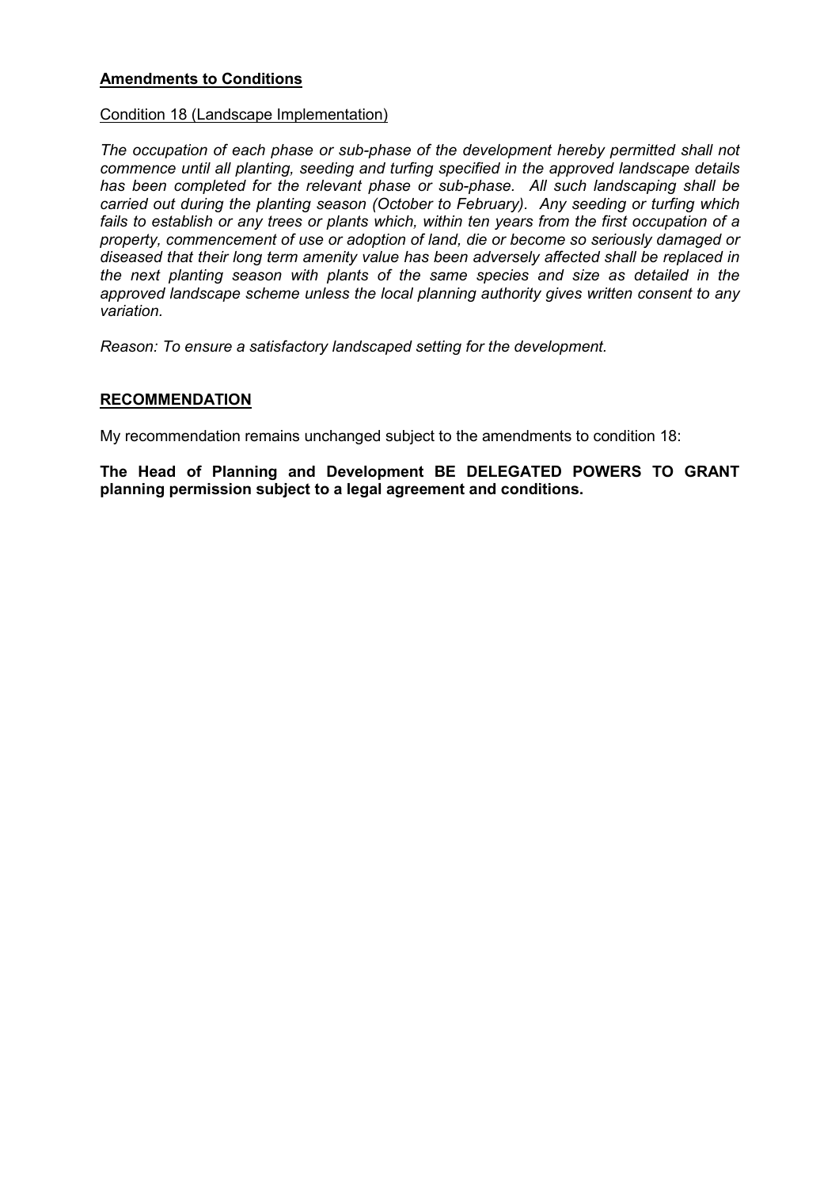**Amendments to Conditions**

Condition 18 (Landscape Implementation)

*The occupation of each phase or sub-phase of the development hereby permitted shall not commence until all planting, seeding and turfing specified in the approved landscape details has been completed for the relevant phase or sub-phase. All such landscaping shall be carried out during the planting season (October to February). Any seeding or turfing which fails to establish or any trees or plants which, within ten years from the first occupation of a property, commencement of use or adoption of land, die or become so seriously damaged or diseased that their long term amenity value has been adversely affected shall be replaced in the next planting season with plants of the same species and size as detailed in the approved landscape scheme unless the local planning authority gives written consent to any variation.*

*Reason: To ensure a satisfactory landscaped setting for the development.*

**RECOMMENDATION**

My recommendation remains unchanged subject to the amendments to condition 18:

**The Head of Planning and Development BE DELEGATED POWERS TO GRANT planning permission subject to a legal agreement and conditions.**